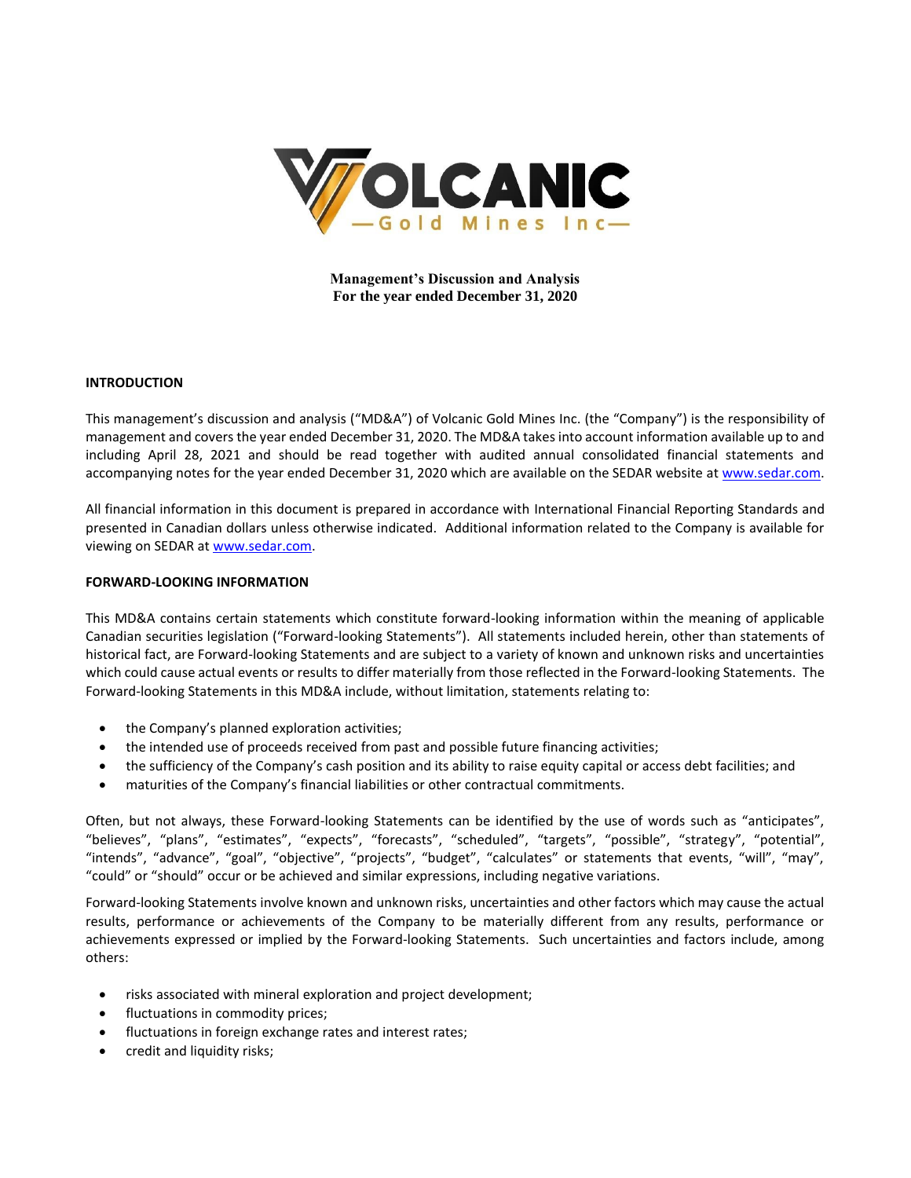**Management's Discussion and Analysis**
**For the year ended December 31, 2020**

## INTRODUCTION

This management's discussion and analysis ("MD&A") of Volcanic Gold Mines Inc. (the "Company") is the responsibility of management and covers the year ended December 31, 2020. The MD&A takes into account information available up to and including April 28, 2021 and should be read together with audited annual consolidated financial statements and accompanying notes for the year ended December 31, 2020 which are available on the SEDAR website at www.sedar.com.

All financial information in this document is prepared in accordance with International Financial Reporting Standards and presented in Canadian dollars unless otherwise indicated. Additional information related to the Company is available for viewing on SEDAR at www.sedar.com.

## FORWARD-LOOKING INFORMATION

This MD&A contains certain statements which constitute forward-looking information within the meaning of applicable Canadian securities legislation ("Forward-looking Statements"). All statements included herein, other than statements of historical fact, are Forward-looking Statements and are subject to a variety of known and unknown risks and uncertainties which could cause actual events or results to differ materially from those reflected in the Forward-looking Statements. The Forward-looking Statements in this MD&A include, without limitation, statements relating to:

- the Company's planned exploration activities;
- the intended use of proceeds received from past and possible future financing activities;
- the sufficiency of the Company's cash position and its ability to raise equity capital or access debt facilities; and
- maturities of the Company's financial liabilities or other contractual commitments.

Often, but not always, these Forward-looking Statements can be identified by the use of words such as "anticipates", "believes", "plans", "estimates", "expects", "forecasts", "scheduled", "targets", "possible", "strategy", "potential", "intends", "advance", "goal", "objective", "projects", "budget", "calculates" or statements that events, "will", "may", "could" or "should" occur or be achieved and similar expressions, including negative variations.

Forward-looking Statements involve known and unknown risks, uncertainties and other factors which may cause the actual results, performance or achievements of the Company to be materially different from any results, performance or achievements expressed or implied by the Forward-looking Statements. Such uncertainties and factors include, among others:

- risks associated with mineral exploration and project development;
- fluctuations in commodity prices;
- fluctuations in foreign exchange rates and interest rates;
- credit and liquidity risks;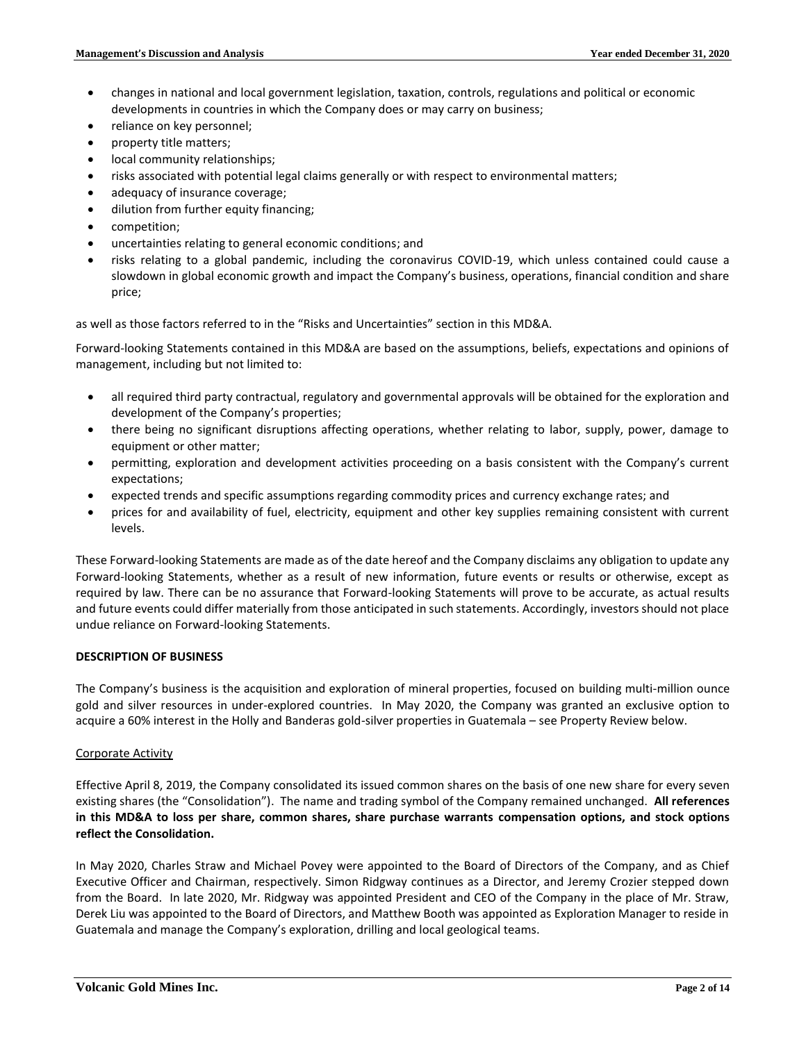- changes in national and local government legislation, taxation, controls, regulations and political or economic developments in countries in which the Company does or may carry on business;
- reliance on key personnel;
- property title matters;
- local community relationships;
- risks associated with potential legal claims generally or with respect to environmental matters;
- adequacy of insurance coverage;
- dilution from further equity financing;
- competition;
- uncertainties relating to general economic conditions; and
- risks relating to a global pandemic, including the coronavirus COVID-19, which unless contained could cause a slowdown in global economic growth and impact the Company's business, operations, financial condition and share price;

as well as those factors referred to in the "Risks and Uncertainties" section in this MD&A.

Forward-looking Statements contained in this MD&A are based on the assumptions, beliefs, expectations and opinions of management, including but not limited to:

- all required third party contractual, regulatory and governmental approvals will be obtained for the exploration and development of the Company's properties;
- there being no significant disruptions affecting operations, whether relating to labor, supply, power, damage to equipment or other matter;
- permitting, exploration and development activities proceeding on a basis consistent with the Company's current expectations;
- expected trends and specific assumptions regarding commodity prices and currency exchange rates; and
- prices for and availability of fuel, electricity, equipment and other key supplies remaining consistent with current levels.

These Forward-looking Statements are made as of the date hereof and the Company disclaims any obligation to update any Forward-looking Statements, whether as a result of new information, future events or results or otherwise, except as required by law. There can be no assurance that Forward-looking Statements will prove to be accurate, as actual results and future events could differ materially from those anticipated in such statements. Accordingly, investors should not place undue reliance on Forward-looking Statements.

## DESCRIPTION OF BUSINESS

The Company's business is the acquisition and exploration of mineral properties, focused on building multi-million ounce gold and silver resources in under-explored countries. In May 2020, the Company was granted an exclusive option to acquire a 60% interest in the Holly and Banderas gold-silver properties in Guatemala – see Property Review below.

### Corporate Activity

Effective April 8, 2019, the Company consolidated its issued common shares on the basis of one new share for every seven existing shares (the "Consolidation"). The name and trading symbol of the Company remained unchanged. **All references in this MD&A to loss per share, common shares, share purchase warrants compensation options, and stock options reflect the Consolidation.**

In May 2020, Charles Straw and Michael Povey were appointed to the Board of Directors of the Company, and as Chief Executive Officer and Chairman, respectively. Simon Ridgway continues as a Director, and Jeremy Crozier stepped down from the Board. In late 2020, Mr. Ridgway was appointed President and CEO of the Company in the place of Mr. Straw, Derek Liu was appointed to the Board of Directors, and Matthew Booth was appointed as Exploration Manager to reside in Guatemala and manage the Company's exploration, drilling and local geological teams.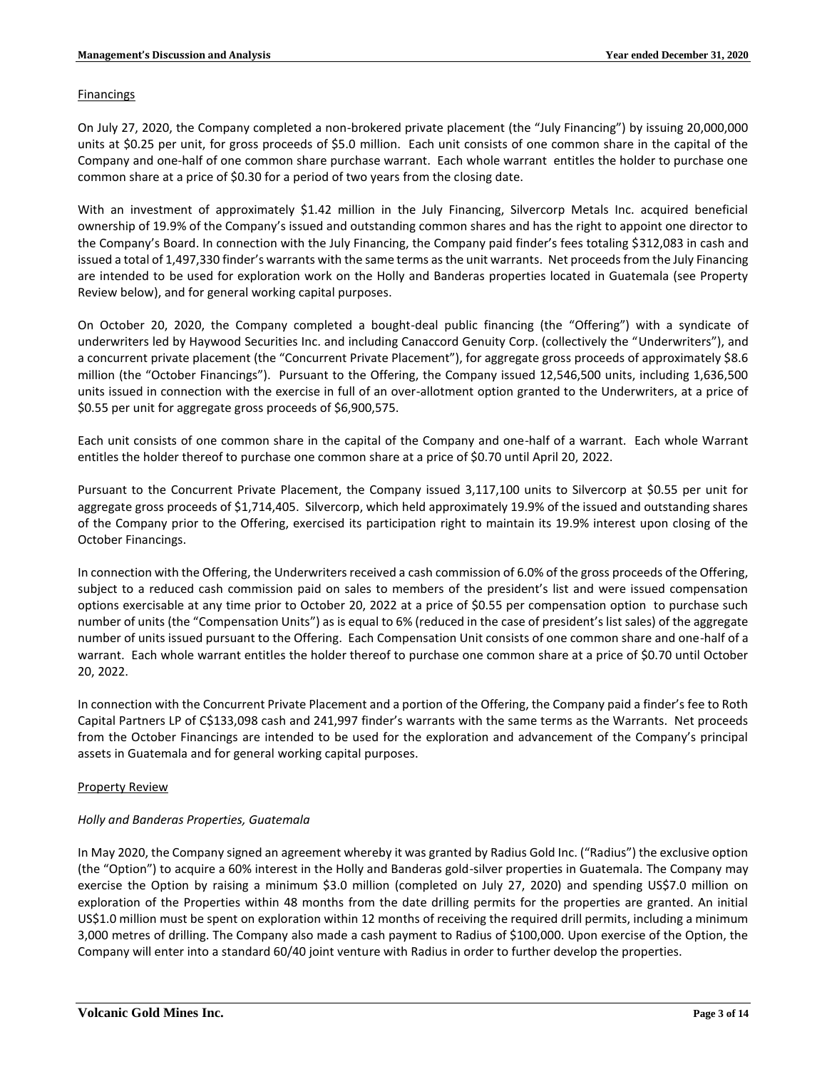## Financings

On July 27, 2020, the Company completed a non-brokered private placement (the "July Financing") by issuing 20,000,000 units at $0.25 per unit, for gross proceeds of $5.0 million. Each unit consists of one common share in the capital of the Company and one-half of one common share purchase warrant. Each whole warrant entitles the holder to purchase one common share at a price of $0.30 for a period of two years from the closing date.

With an investment of approximately $1.42 million in the July Financing, Silvercorp Metals Inc. acquired beneficial ownership of 19.9% of the Company's issued and outstanding common shares and has the right to appoint one director to the Company's Board. In connection with the July Financing, the Company paid finder's fees totaling $312,083 in cash and issued a total of 1,497,330 finder's warrants with the same terms as the unit warrants. Net proceeds from the July Financing are intended to be used for exploration work on the Holly and Banderas properties located in Guatemala (see Property Review below), and for general working capital purposes.

On October 20, 2020, the Company completed a bought-deal public financing (the "Offering") with a syndicate of underwriters led by Haywood Securities Inc. and including Canaccord Genuity Corp. (collectively the "Underwriters"), and a concurrent private placement (the "Concurrent Private Placement"), for aggregate gross proceeds of approximately $8.6 million (the "October Financings"). Pursuant to the Offering, the Company issued 12,546,500 units, including 1,636,500 units issued in connection with the exercise in full of an over-allotment option granted to the Underwriters, at a price of $0.55 per unit for aggregate gross proceeds of $6,900,575.

Each unit consists of one common share in the capital of the Company and one-half of a warrant. Each whole Warrant entitles the holder thereof to purchase one common share at a price of $0.70 until April 20, 2022.

Pursuant to the Concurrent Private Placement, the Company issued 3,117,100 units to Silvercorp at $0.55 per unit for aggregate gross proceeds of $1,714,405. Silvercorp, which held approximately 19.9% of the issued and outstanding shares of the Company prior to the Offering, exercised its participation right to maintain its 19.9% interest upon closing of the October Financings.

In connection with the Offering, the Underwriters received a cash commission of 6.0% of the gross proceeds of the Offering, subject to a reduced cash commission paid on sales to members of the president's list and were issued compensation options exercisable at any time prior to October 20, 2022 at a price of $0.55 per compensation option to purchase such number of units (the "Compensation Units") as is equal to 6% (reduced in the case of president's list sales) of the aggregate number of units issued pursuant to the Offering. Each Compensation Unit consists of one common share and one-half of a warrant. Each whole warrant entitles the holder thereof to purchase one common share at a price of $0.70 until October 20, 2022.

In connection with the Concurrent Private Placement and a portion of the Offering, the Company paid a finder's fee to Roth Capital Partners LP of C$133,098 cash and 241,997 finder's warrants with the same terms as the Warrants. Net proceeds from the October Financings are intended to be used for the exploration and advancement of the Company's principal assets in Guatemala and for general working capital purposes.

## Property Review

### *Holly and Banderas Properties, Guatemala*

In May 2020, the Company signed an agreement whereby it was granted by Radius Gold Inc. ("Radius") the exclusive option (the "Option") to acquire a 60% interest in the Holly and Banderas gold-silver properties in Guatemala. The Company may exercise the Option by raising a minimum $3.0 million (completed on July 27, 2020) and spending US$7.0 million on exploration of the Properties within 48 months from the date drilling permits for the properties are granted. An initial US$1.0 million must be spent on exploration within 12 months of receiving the required drill permits, including a minimum 3,000 metres of drilling. The Company also made a cash payment to Radius of $100,000. Upon exercise of the Option, the Company will enter into a standard 60/40 joint venture with Radius in order to further develop the properties.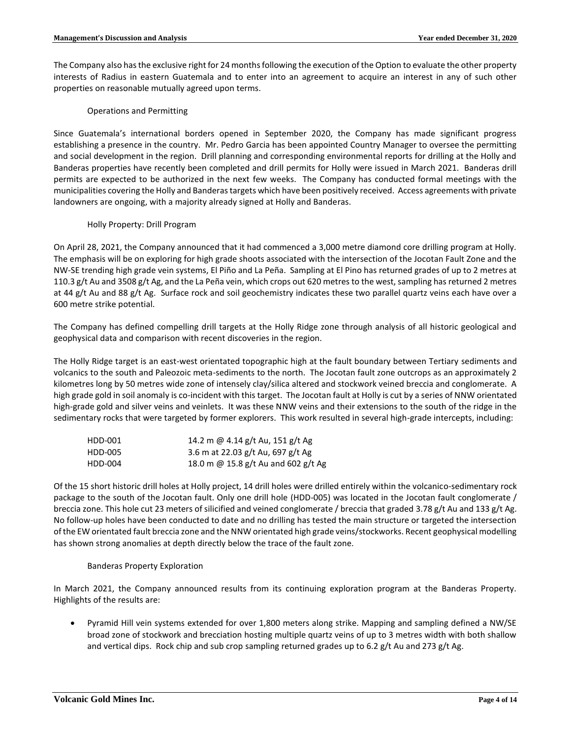The Company also has the exclusive right for 24 months following the execution of the Option to evaluate the other property interests of Radius in eastern Guatemala and to enter into an agreement to acquire an interest in any of such other properties on reasonable mutually agreed upon terms.

### Operations and Permitting

Since Guatemala's international borders opened in September 2020, the Company has made significant progress establishing a presence in the country. Mr. Pedro Garcia has been appointed Country Manager to oversee the permitting and social development in the region. Drill planning and corresponding environmental reports for drilling at the Holly and Banderas properties have recently been completed and drill permits for Holly were issued in March 2021. Banderas drill permits are expected to be authorized in the next few weeks. The Company has conducted formal meetings with the municipalities covering the Holly and Banderas targets which have been positively received. Access agreements with private landowners are ongoing, with a majority already signed at Holly and Banderas.

### Holly Property: Drill Program

On April 28, 2021, the Company announced that it had commenced a 3,000 metre diamond core drilling program at Holly. The emphasis will be on exploring for high grade shoots associated with the intersection of the Jocotan Fault Zone and the NW-SE trending high grade vein systems, El Piño and La Peña. Sampling at El Pino has returned grades of up to 2 metres at 110.3 g/t Au and 3508 g/t Ag, and the La Peña vein, which crops out 620 metres to the west, sampling has returned 2 metres at 44 g/t Au and 88 g/t Ag. Surface rock and soil geochemistry indicates these two parallel quartz veins each have over a 600 metre strike potential.

The Company has defined compelling drill targets at the Holly Ridge zone through analysis of all historic geological and geophysical data and comparison with recent discoveries in the region.

The Holly Ridge target is an east-west orientated topographic high at the fault boundary between Tertiary sediments and volcanics to the south and Paleozoic meta-sediments to the north. The Jocotan fault zone outcrops as an approximately 2 kilometres long by 50 metres wide zone of intensely clay/silica altered and stockwork veined breccia and conglomerate. A high grade gold in soil anomaly is co-incident with this target. The Jocotan fault at Holly is cut by a series of NNW orientated high-grade gold and silver veins and veinlets. It was these NNW veins and their extensions to the south of the ridge in the sedimentary rocks that were targeted by former explorers. This work resulted in several high-grade intercepts, including:

| | |
|---|---|
| HDD-001 | 14.2 m @ 4.14 g/t Au, 151 g/t Ag |
| HDD-005 | 3.6 m at 22.03 g/t Au, 697 g/t Ag |
| HDD-004 | 18.0 m @ 15.8 g/t Au and 602 g/t Ag |

Of the 15 short historic drill holes at Holly project, 14 drill holes were drilled entirely within the volcanico-sedimentary rock package to the south of the Jocotan fault. Only one drill hole (HDD-005) was located in the Jocotan fault conglomerate / breccia zone. This hole cut 23 meters of silicified and veined conglomerate / breccia that graded 3.78 g/t Au and 133 g/t Ag. No follow-up holes have been conducted to date and no drilling has tested the main structure or targeted the intersection of the EW orientated fault breccia zone and the NNW orientated high grade veins/stockworks. Recent geophysical modelling has shown strong anomalies at depth directly below the trace of the fault zone.

### Banderas Property Exploration

In March 2021, the Company announced results from its continuing exploration program at the Banderas Property. Highlights of the results are:

- Pyramid Hill vein systems extended for over 1,800 meters along strike. Mapping and sampling defined a NW/SE broad zone of stockwork and brecciation hosting multiple quartz veins of up to 3 metres width with both shallow and vertical dips. Rock chip and sub crop sampling returned grades up to 6.2 g/t Au and 273 g/t Ag.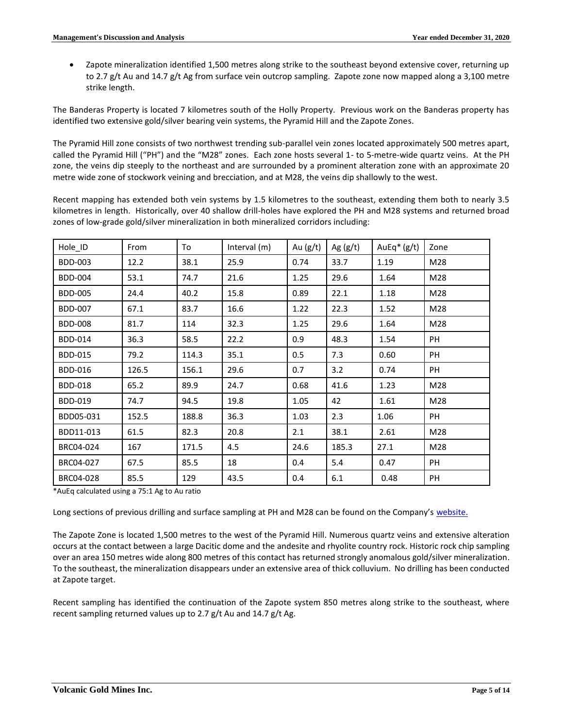- Zapote mineralization identified 1,500 metres along strike to the southeast beyond extensive cover, returning up to 2.7 g/t Au and 14.7 g/t Ag from surface vein outcrop sampling. Zapote zone now mapped along a 3,100 metre strike length.

The Banderas Property is located 7 kilometres south of the Holly Property. Previous work on the Banderas property has identified two extensive gold/silver bearing vein systems, the Pyramid Hill and the Zapote Zones.

The Pyramid Hill zone consists of two northwest trending sub-parallel vein zones located approximately 500 metres apart, called the Pyramid Hill ("PH") and the "M28" zones. Each zone hosts several 1- to 5-metre-wide quartz veins. At the PH zone, the veins dip steeply to the northeast and are surrounded by a prominent alteration zone with an approximate 20 metre wide zone of stockwork veining and brecciation, and at M28, the veins dip shallowly to the west.

Recent mapping has extended both vein systems by 1.5 kilometres to the southeast, extending them both to nearly 3.5 kilometres in length. Historically, over 40 shallow drill-holes have explored the PH and M28 systems and returned broad zones of low-grade gold/silver mineralization in both mineralized corridors including:

| Hole_ID | From | To | Interval (m) | Au (g/t) | Ag (g/t) | AuEq* (g/t) | Zone |
|---|---|---|---|---|---|---|---|
| BDD-003 | 12.2 | 38.1 | 25.9 | 0.74 | 33.7 | 1.19 | M28 |
| BDD-004 | 53.1 | 74.7 | 21.6 | 1.25 | 29.6 | 1.64 | M28 |
| BDD-005 | 24.4 | 40.2 | 15.8 | 0.89 | 22.1 | 1.18 | M28 |
| BDD-007 | 67.1 | 83.7 | 16.6 | 1.22 | 22.3 | 1.52 | M28 |
| BDD-008 | 81.7 | 114 | 32.3 | 1.25 | 29.6 | 1.64 | M28 |
| BDD-014 | 36.3 | 58.5 | 22.2 | 0.9 | 48.3 | 1.54 | PH |
| BDD-015 | 79.2 | 114.3 | 35.1 | 0.5 | 7.3 | 0.60 | PH |
| BDD-016 | 126.5 | 156.1 | 29.6 | 0.7 | 3.2 | 0.74 | PH |
| BDD-018 | 65.2 | 89.9 | 24.7 | 0.68 | 41.6 | 1.23 | M28 |
| BDD-019 | 74.7 | 94.5 | 19.8 | 1.05 | 42 | 1.61 | M28 |
| BDD05-031 | 152.5 | 188.8 | 36.3 | 1.03 | 2.3 | 1.06 | PH |
| BDD11-013 | 61.5 | 82.3 | 20.8 | 2.1 | 38.1 | 2.61 | M28 |
| BRC04-024 | 167 | 171.5 | 4.5 | 24.6 | 185.3 | 27.1 | M28 |
| BRC04-027 | 67.5 | 85.5 | 18 | 0.4 | 5.4 | 0.47 | PH |
| BRC04-028 | 85.5 | 129 | 43.5 | 0.4 | 6.1 | 0.48 | PH |

*AuEq calculated using a 75:1 Ag to Au ratio

Long sections of previous drilling and surface sampling at PH and M28 can be found on the Company's website.

The Zapote Zone is located 1,500 metres to the west of the Pyramid Hill. Numerous quartz veins and extensive alteration occurs at the contact between a large Dacitic dome and the andesite and rhyolite country rock. Historic rock chip sampling over an area 150 metres wide along 800 metres of this contact has returned strongly anomalous gold/silver mineralization. To the southeast, the mineralization disappears under an extensive area of thick colluvium. No drilling has been conducted at Zapote target.

Recent sampling has identified the continuation of the Zapote system 850 metres along strike to the southeast, where recent sampling returned values up to 2.7 g/t Au and 14.7 g/t Ag.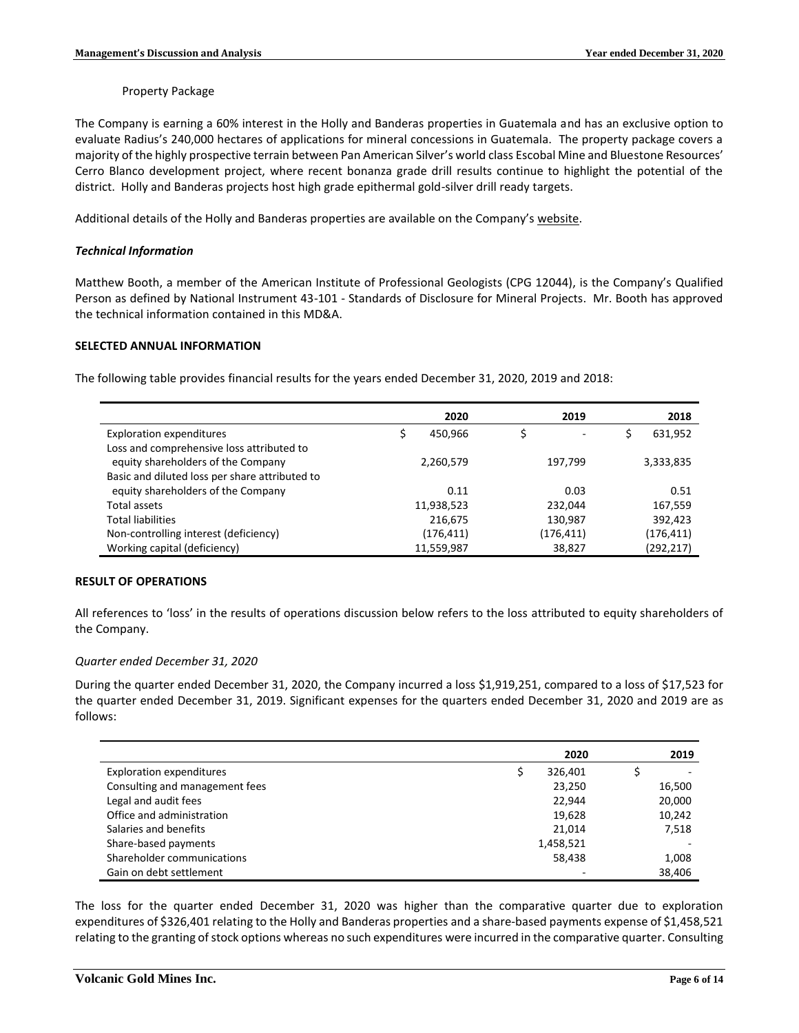Property Package

The Company is earning a 60% interest in the Holly and Banderas properties in Guatemala and has an exclusive option to evaluate Radius's 240,000 hectares of applications for mineral concessions in Guatemala. The property package covers a majority of the highly prospective terrain between Pan American Silver's world class Escobal Mine and Bluestone Resources' Cerro Blanco development project, where recent bonanza grade drill results continue to highlight the potential of the district. Holly and Banderas projects host high grade epithermal gold-silver drill ready targets.

Additional details of the Holly and Banderas properties are available on the Company's website.

***Technical Information***

Matthew Booth, a member of the American Institute of Professional Geologists (CPG 12044), is the Company's Qualified Person as defined by National Instrument 43-101 - Standards of Disclosure for Mineral Projects. Mr. Booth has approved the technical information contained in this MD&A.

**SELECTED ANNUAL INFORMATION**

The following table provides financial results for the years ended December 31, 2020, 2019 and 2018:

| | 2020 | 2019 | 2018 |
|---|---|---|---|
| Exploration expenditures | $ 450,966 | $ - | $ 631,952 |
| Loss and comprehensive loss attributed to equity shareholders of the Company | 2,260,579 | 197,799 | 3,333,835 |
| Basic and diluted loss per share attributed to equity shareholders of the Company | 0.11 | 0.03 | 0.51 |
| Total assets | 11,938,523 | 232,044 | 167,559 |
| Total liabilities | 216,675 | 130,987 | 392,423 |
| Non-controlling interest (deficiency) | (176,411) | (176,411) | (176,411) |
| Working capital (deficiency) | 11,559,987 | 38,827 | (292,217) |

**RESULT OF OPERATIONS**

All references to 'loss' in the results of operations discussion below refers to the loss attributed to equity shareholders of the Company.

*Quarter ended December 31, 2020*

During the quarter ended December 31, 2020, the Company incurred a loss $1,919,251, compared to a loss of $17,523 for the quarter ended December 31, 2019. Significant expenses for the quarters ended December 31, 2020 and 2019 are as follows:

| | 2020 | 2019 |
|---|---|---|
| Exploration expenditures | $ 326,401 | $ - |
| Consulting and management fees | 23,250 | 16,500 |
| Legal and audit fees | 22,944 | 20,000 |
| Office and administration | 19,628 | 10,242 |
| Salaries and benefits | 21,014 | 7,518 |
| Share-based payments | 1,458,521 | - |
| Shareholder communications | 58,438 | 1,008 |
| Gain on debt settlement | - | 38,406 |

The loss for the quarter ended December 31, 2020 was higher than the comparative quarter due to exploration expenditures of $326,401 relating to the Holly and Banderas properties and a share-based payments expense of $1,458,521 relating to the granting of stock options whereas no such expenditures were incurred in the comparative quarter. Consulting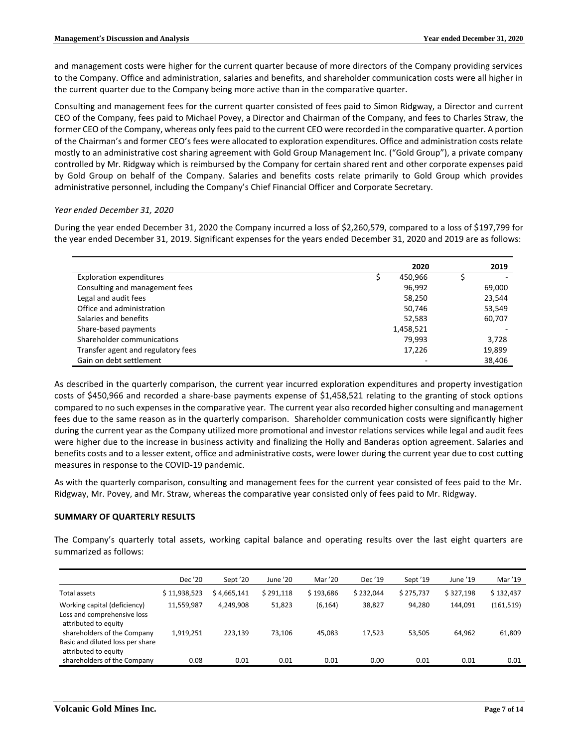and management costs were higher for the current quarter because of more directors of the Company providing services to the Company. Office and administration, salaries and benefits, and shareholder communication costs were all higher in the current quarter due to the Company being more active than in the comparative quarter.

Consulting and management fees for the current quarter consisted of fees paid to Simon Ridgway, a Director and current CEO of the Company, fees paid to Michael Povey, a Director and Chairman of the Company, and fees to Charles Straw, the former CEO of the Company, whereas only fees paid to the current CEO were recorded in the comparative quarter. A portion of the Chairman's and former CEO's fees were allocated to exploration expenditures. Office and administration costs relate mostly to an administrative cost sharing agreement with Gold Group Management Inc. ("Gold Group"), a private company controlled by Mr. Ridgway which is reimbursed by the Company for certain shared rent and other corporate expenses paid by Gold Group on behalf of the Company. Salaries and benefits costs relate primarily to Gold Group which provides administrative personnel, including the Company's Chief Financial Officer and Corporate Secretary.

*Year ended December 31, 2020*

During the year ended December 31, 2020 the Company incurred a loss of $2,260,579, compared to a loss of $197,799 for the year ended December 31, 2019. Significant expenses for the years ended December 31, 2020 and 2019 are as follows:

| | 2020 | 2019 |
|---|---|---|
| Exploration expenditures | $ 450,966 | $ - |
| Consulting and management fees | 96,992 | 69,000 |
| Legal and audit fees | 58,250 | 23,544 |
| Office and administration | 50,746 | 53,549 |
| Salaries and benefits | 52,583 | 60,707 |
| Share-based payments | 1,458,521 | - |
| Shareholder communications | 79,993 | 3,728 |
| Transfer agent and regulatory fees | 17,226 | 19,899 |
| Gain on debt settlement | - | 38,406 |

As described in the quarterly comparison, the current year incurred exploration expenditures and property investigation costs of $450,966 and recorded a share-base payments expense of $1,458,521 relating to the granting of stock options compared to no such expenses in the comparative year. The current year also recorded higher consulting and management fees due to the same reason as in the quarterly comparison. Shareholder communication costs were significantly higher during the current year as the Company utilized more promotional and investor relations services while legal and audit fees were higher due to the increase in business activity and finalizing the Holly and Banderas option agreement. Salaries and benefits costs and to a lesser extent, office and administrative costs, were lower during the current year due to cost cutting measures in response to the COVID-19 pandemic.

As with the quarterly comparison, consulting and management fees for the current year consisted of fees paid to the Mr. Ridgway, Mr. Povey, and Mr. Straw, whereas the comparative year consisted only of fees paid to Mr. Ridgway.

**SUMMARY OF QUARTERLY RESULTS**

The Company's quarterly total assets, working capital balance and operating results over the last eight quarters are summarized as follows:

| | Dec '20 | Sept '20 | June '20 | Mar '20 | Dec '19 | Sept '19 | June '19 | Mar '19 |
|---|---|---|---|---|---|---|---|---|
| Total assets | $ 11,938,523 | $ 4,665,141 | $ 291,118 | $ 193,686 | $ 232,044 | $ 275,737 | $ 327,198 | $ 132,437 |
| Working capital (deficiency) | 11,559,987 | 4,249,908 | 51,823 | (6,164) | 38,827 | 94,280 | 144,091 | (161,519) |
| Loss and comprehensive loss attributed to equity shareholders of the Company | 1,919,251 | 223,139 | 73,106 | 45,083 | 17,523 | 53,505 | 64,962 | 61,809 |
| Basic and diluted loss per share attributed to equity shareholders of the Company | 0.08 | 0.01 | 0.01 | 0.01 | 0.00 | 0.01 | 0.01 | 0.01 |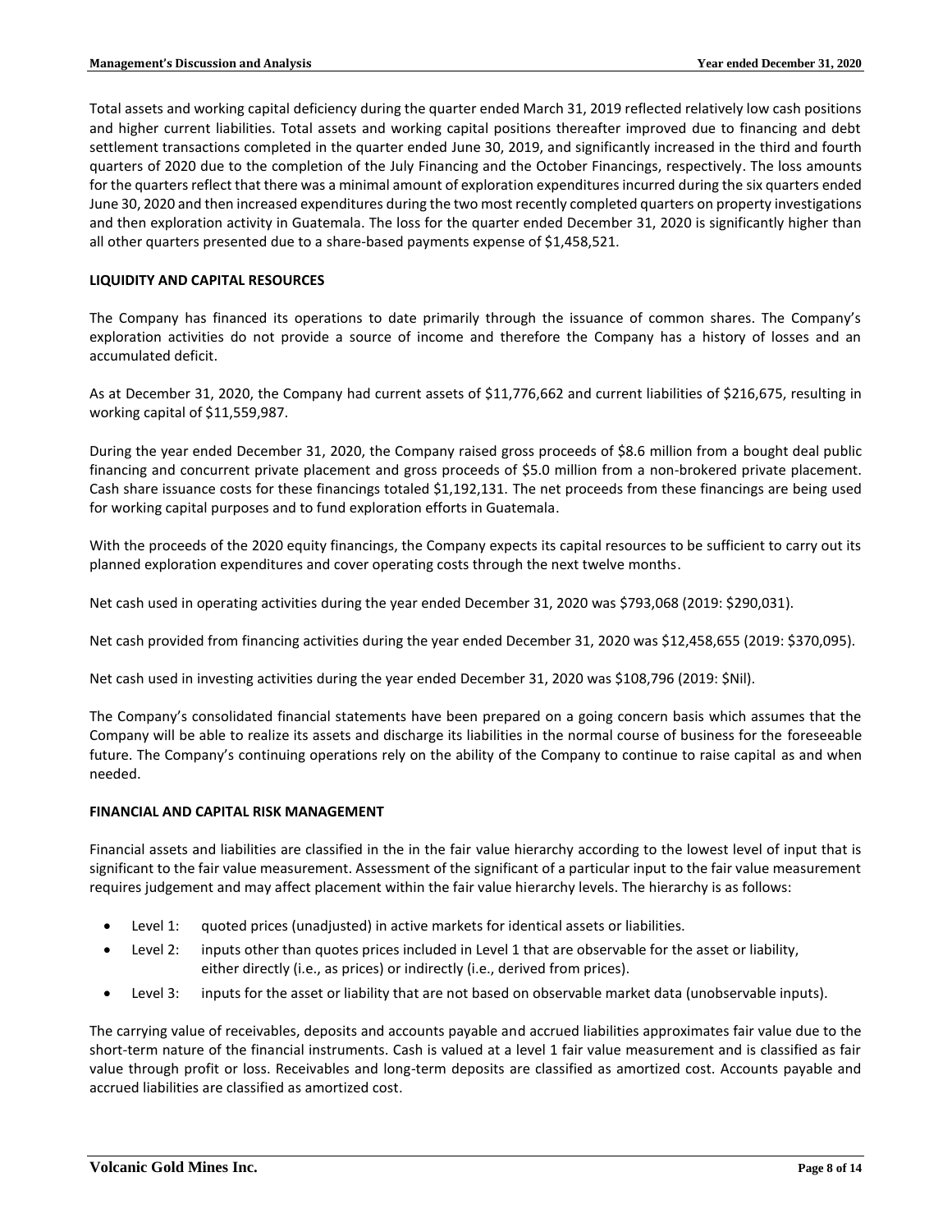Total assets and working capital deficiency during the quarter ended March 31, 2019 reflected relatively low cash positions and higher current liabilities. Total assets and working capital positions thereafter improved due to financing and debt settlement transactions completed in the quarter ended June 30, 2019, and significantly increased in the third and fourth quarters of 2020 due to the completion of the July Financing and the October Financings, respectively. The loss amounts for the quarters reflect that there was a minimal amount of exploration expenditures incurred during the six quarters ended June 30, 2020 and then increased expenditures during the two most recently completed quarters on property investigations and then exploration activity in Guatemala. The loss for the quarter ended December 31, 2020 is significantly higher than all other quarters presented due to a share-based payments expense of $1,458,521.

## LIQUIDITY AND CAPITAL RESOURCES

The Company has financed its operations to date primarily through the issuance of common shares. The Company's exploration activities do not provide a source of income and therefore the Company has a history of losses and an accumulated deficit.

As at December 31, 2020, the Company had current assets of $11,776,662 and current liabilities of $216,675, resulting in working capital of $11,559,987.

During the year ended December 31, 2020, the Company raised gross proceeds of $8.6 million from a bought deal public financing and concurrent private placement and gross proceeds of $5.0 million from a non-brokered private placement. Cash share issuance costs for these financings totaled $1,192,131. The net proceeds from these financings are being used for working capital purposes and to fund exploration efforts in Guatemala.

With the proceeds of the 2020 equity financings, the Company expects its capital resources to be sufficient to carry out its planned exploration expenditures and cover operating costs through the next twelve months.

Net cash used in operating activities during the year ended December 31, 2020 was $793,068 (2019: $290,031).

Net cash provided from financing activities during the year ended December 31, 2020 was $12,458,655 (2019: $370,095).

Net cash used in investing activities during the year ended December 31, 2020 was $108,796 (2019: $Nil).

The Company's consolidated financial statements have been prepared on a going concern basis which assumes that the Company will be able to realize its assets and discharge its liabilities in the normal course of business for the foreseeable future. The Company's continuing operations rely on the ability of the Company to continue to raise capital as and when needed.

## FINANCIAL AND CAPITAL RISK MANAGEMENT

Financial assets and liabilities are classified in the in the fair value hierarchy according to the lowest level of input that is significant to the fair value measurement. Assessment of the significant of a particular input to the fair value measurement requires judgement and may affect placement within the fair value hierarchy levels. The hierarchy is as follows:

- Level 1: quoted prices (unadjusted) in active markets for identical assets or liabilities.
- Level 2: inputs other than quotes prices included in Level 1 that are observable for the asset or liability, either directly (i.e., as prices) or indirectly (i.e., derived from prices).
- Level 3: inputs for the asset or liability that are not based on observable market data (unobservable inputs).

The carrying value of receivables, deposits and accounts payable and accrued liabilities approximates fair value due to the short-term nature of the financial instruments. Cash is valued at a level 1 fair value measurement and is classified as fair value through profit or loss. Receivables and long-term deposits are classified as amortized cost. Accounts payable and accrued liabilities are classified as amortized cost.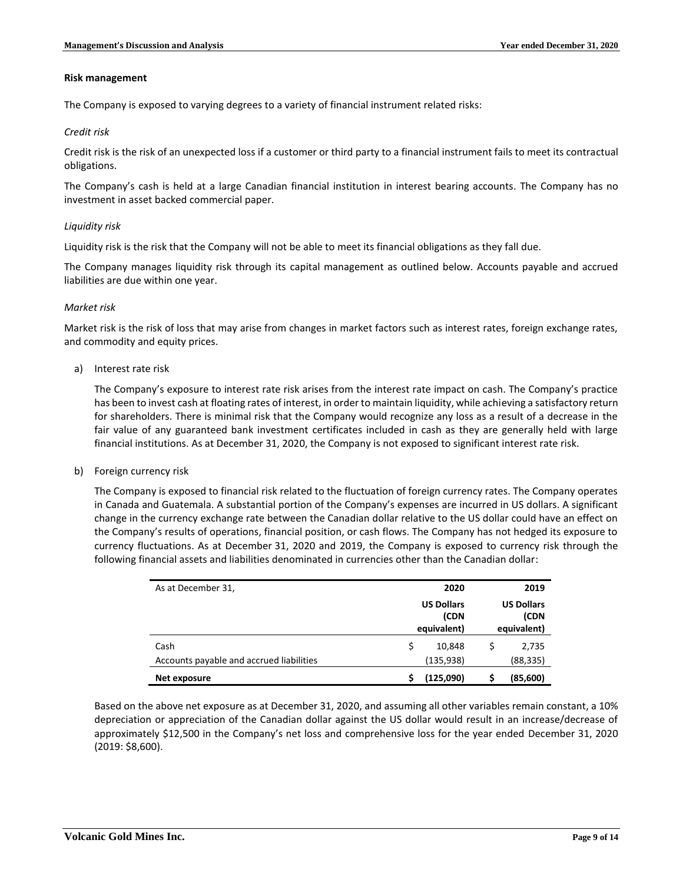**Risk management**

The Company is exposed to varying degrees to a variety of financial instrument related risks:

*Credit risk*

Credit risk is the risk of an unexpected loss if a customer or third party to a financial instrument fails to meet its contractual obligations.

The Company's cash is held at a large Canadian financial institution in interest bearing accounts. The Company has no investment in asset backed commercial paper.

*Liquidity risk*

Liquidity risk is the risk that the Company will not be able to meet its financial obligations as they fall due.

The Company manages liquidity risk through its capital management as outlined below. Accounts payable and accrued liabilities are due within one year.

*Market risk*

Market risk is the risk of loss that may arise from changes in market factors such as interest rates, foreign exchange rates, and commodity and equity prices.

a) Interest rate risk

   The Company's exposure to interest rate risk arises from the interest rate impact on cash. The Company's practice has been to invest cash at floating rates of interest, in order to maintain liquidity, while achieving a satisfactory return for shareholders. There is minimal risk that the Company would recognize any loss as a result of a decrease in the fair value of any guaranteed bank investment certificates included in cash as they are generally held with large financial institutions. As at December 31, 2020, the Company is not exposed to significant interest rate risk.

b) Foreign currency risk

   The Company is exposed to financial risk related to the fluctuation of foreign currency rates. The Company operates in Canada and Guatemala. A substantial portion of the Company's expenses are incurred in US dollars. A significant change in the currency exchange rate between the Canadian dollar relative to the US dollar could have an effect on the Company's results of operations, financial position, or cash flows. The Company has not hedged its exposure to currency fluctuations. As at December 31, 2020 and 2019, the Company is exposed to currency risk through the following financial assets and liabilities denominated in currencies other than the Canadian dollar:

| As at December 31, | 2020 | 2019 |
|---|---|---|
| | **US Dollars (CDN equivalent)** | **US Dollars (CDN equivalent)** |
| Cash | $ 10,848 | $ 2,735 |
| Accounts payable and accrued liabilities | (135,938) | (88,335) |
| **Net exposure** | **$ (125,090)** | **$ (85,600)** |

   Based on the above net exposure as at December 31, 2020, and assuming all other variables remain constant, a 10% depreciation or appreciation of the Canadian dollar against the US dollar would result in an increase/decrease of approximately $12,500 in the Company's net loss and comprehensive loss for the year ended December 31, 2020 (2019: $8,600).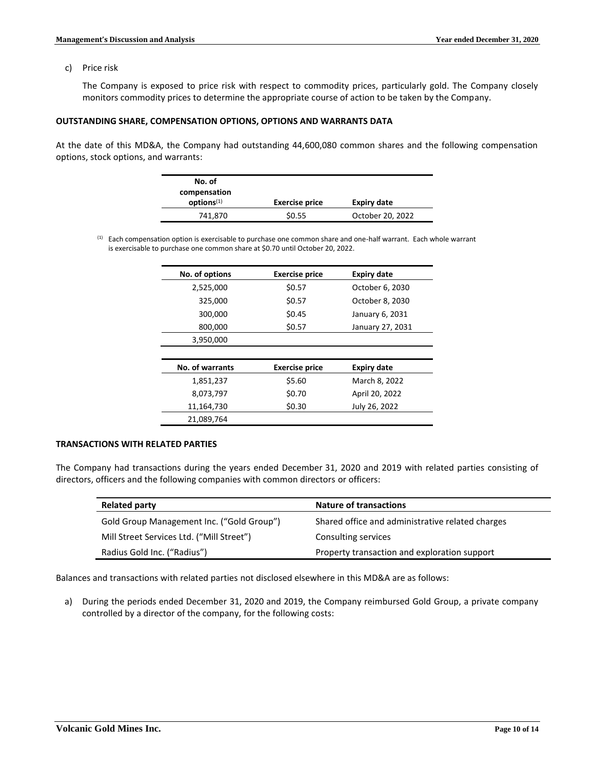c) Price risk

The Company is exposed to price risk with respect to commodity prices, particularly gold. The Company closely monitors commodity prices to determine the appropriate course of action to be taken by the Company.

**OUTSTANDING SHARE, COMPENSATION OPTIONS, OPTIONS AND WARRANTS DATA**

At the date of this MD&A, the Company had outstanding 44,600,080 common shares and the following compensation options, stock options, and warrants:

| No. of compensation options[1] | Exercise price | Expiry date |
|---|---|---|
| 741,870 | $0.55 | October 20, 2022 |

[1] Each compensation option is exercisable to purchase one common share and one-half warrant. Each whole warrant is exercisable to purchase one common share at $0.70 until October 20, 2022.

| No. of options | Exercise price | Expiry date |
|---|---|---|
| 2,525,000 | $0.57 | October 6, 2030 |
| 325,000 | $0.57 | October 8, 2030 |
| 300,000 | $0.45 | January 6, 2031 |
| 800,000 | $0.57 | January 27, 2031 |
| 3,950,000 | | |

| No. of warrants | Exercise price | Expiry date |
|---|---|---|
| 1,851,237 | $5.60 | March 8, 2022 |
| 8,073,797 | $0.70 | April 20, 2022 |
| 11,164,730 | $0.30 | July 26, 2022 |
| 21,089,764 | | |

**TRANSACTIONS WITH RELATED PARTIES**

The Company had transactions during the years ended December 31, 2020 and 2019 with related parties consisting of directors, officers and the following companies with common directors or officers:

| Related party | Nature of transactions |
|---|---|
| Gold Group Management Inc. ("Gold Group") | Shared office and administrative related charges |
| Mill Street Services Ltd. ("Mill Street") | Consulting services |
| Radius Gold Inc. ("Radius") | Property transaction and exploration support |

Balances and transactions with related parties not disclosed elsewhere in this MD&A are as follows:

a) During the periods ended December 31, 2020 and 2019, the Company reimbursed Gold Group, a private company controlled by a director of the company, for the following costs: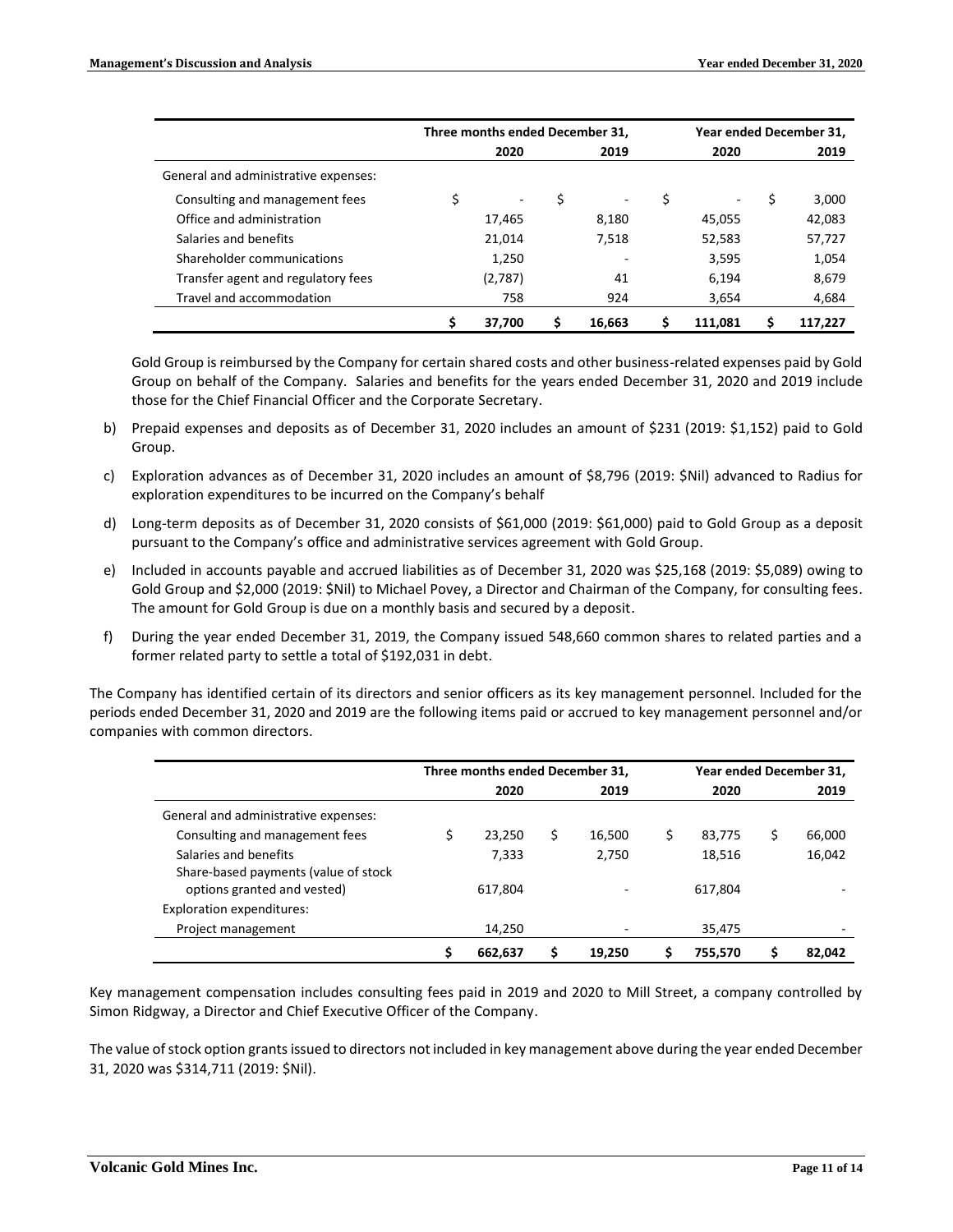| | Three months ended December 31, | | Year ended December 31, | |
|---|---|---|---|---|
| | 2020 | 2019 | 2020 | 2019 |
| General and administrative expenses: | | | | |
| Consulting and management fees | $ - | $ - | $ - | $ 3,000 |
| Office and administration | 17,465 | 8,180 | 45,055 | 42,083 |
| Salaries and benefits | 21,014 | 7,518 | 52,583 | 57,727 |
| Shareholder communications | 1,250 | - | 3,595 | 1,054 |
| Transfer agent and regulatory fees | (2,787) | 41 | 6,194 | 8,679 |
| Travel and accommodation | 758 | 924 | 3,654 | 4,684 |
| | $ 37,700 | $ 16,663 | $ 111,081 | $ 117,227 |

Gold Group is reimbursed by the Company for certain shared costs and other business-related expenses paid by Gold Group on behalf of the Company. Salaries and benefits for the years ended December 31, 2020 and 2019 include those for the Chief Financial Officer and the Corporate Secretary.

b) Prepaid expenses and deposits as of December 31, 2020 includes an amount of $231 (2019: $1,152) paid to Gold Group.

c) Exploration advances as of December 31, 2020 includes an amount of $8,796 (2019: $Nil) advanced to Radius for exploration expenditures to be incurred on the Company's behalf

d) Long-term deposits as of December 31, 2020 consists of $61,000 (2019: $61,000) paid to Gold Group as a deposit pursuant to the Company's office and administrative services agreement with Gold Group.

e) Included in accounts payable and accrued liabilities as of December 31, 2020 was $25,168 (2019: $5,089) owing to Gold Group and $2,000 (2019: $Nil) to Michael Povey, a Director and Chairman of the Company, for consulting fees. The amount for Gold Group is due on a monthly basis and secured by a deposit.

f) During the year ended December 31, 2019, the Company issued 548,660 common shares to related parties and a former related party to settle a total of $192,031 in debt.

The Company has identified certain of its directors and senior officers as its key management personnel. Included for the periods ended December 31, 2020 and 2019 are the following items paid or accrued to key management personnel and/or companies with common directors.

| | Three months ended December 31, | | Year ended December 31, | |
|---|---|---|---|---|
| | 2020 | 2019 | 2020 | 2019 |
| General and administrative expenses: | | | | |
| Consulting and management fees | $ 23,250 | $ 16,500 | $ 83,775 | $ 66,000 |
| Salaries and benefits | 7,333 | 2,750 | 18,516 | 16,042 |
| Share-based payments (value of stock options granted and vested) | 617,804 | - | 617,804 | - |
| Exploration expenditures: | | | | |
| Project management | 14,250 | - | 35,475 | - |
| | $ 662,637 | $ 19,250 | $ 755,570 | $ 82,042 |

Key management compensation includes consulting fees paid in 2019 and 2020 to Mill Street, a company controlled by Simon Ridgway, a Director and Chief Executive Officer of the Company.

The value of stock option grants issued to directors not included in key management above during the year ended December 31, 2020 was $314,711 (2019: $Nil).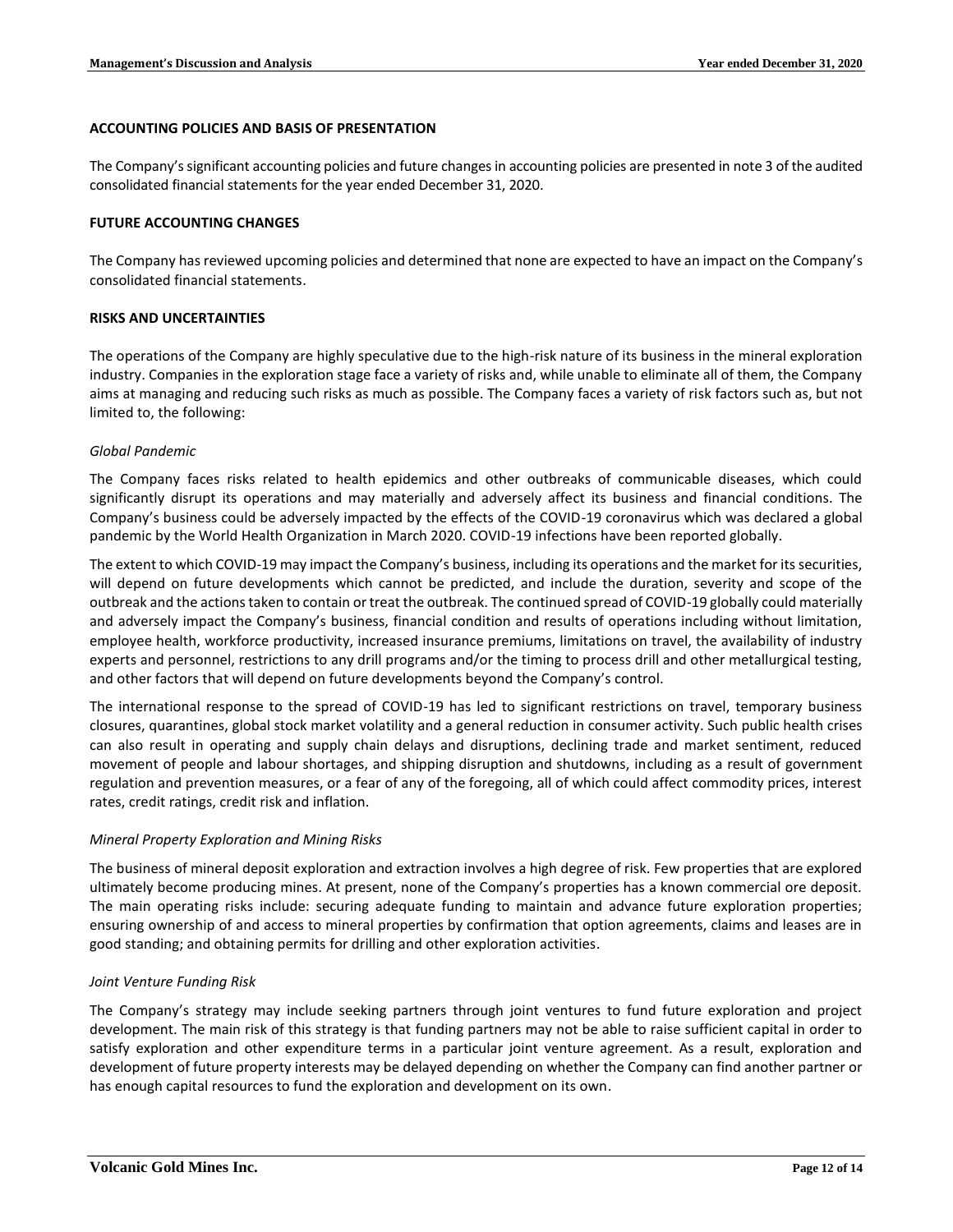## ACCOUNTING POLICIES AND BASIS OF PRESENTATION

The Company's significant accounting policies and future changes in accounting policies are presented in note 3 of the audited consolidated financial statements for the year ended December 31, 2020.

## FUTURE ACCOUNTING CHANGES

The Company has reviewed upcoming policies and determined that none are expected to have an impact on the Company's consolidated financial statements.

## RISKS AND UNCERTAINTIES

The operations of the Company are highly speculative due to the high-risk nature of its business in the mineral exploration industry. Companies in the exploration stage face a variety of risks and, while unable to eliminate all of them, the Company aims at managing and reducing such risks as much as possible. The Company faces a variety of risk factors such as, but not limited to, the following:

*Global Pandemic*

The Company faces risks related to health epidemics and other outbreaks of communicable diseases, which could significantly disrupt its operations and may materially and adversely affect its business and financial conditions. The Company's business could be adversely impacted by the effects of the COVID-19 coronavirus which was declared a global pandemic by the World Health Organization in March 2020. COVID-19 infections have been reported globally.

The extent to which COVID-19 may impact the Company's business, including its operations and the market for its securities, will depend on future developments which cannot be predicted, and include the duration, severity and scope of the outbreak and the actions taken to contain or treat the outbreak. The continued spread of COVID-19 globally could materially and adversely impact the Company's business, financial condition and results of operations including without limitation, employee health, workforce productivity, increased insurance premiums, limitations on travel, the availability of industry experts and personnel, restrictions to any drill programs and/or the timing to process drill and other metallurgical testing, and other factors that will depend on future developments beyond the Company's control.

The international response to the spread of COVID-19 has led to significant restrictions on travel, temporary business closures, quarantines, global stock market volatility and a general reduction in consumer activity. Such public health crises can also result in operating and supply chain delays and disruptions, declining trade and market sentiment, reduced movement of people and labour shortages, and shipping disruption and shutdowns, including as a result of government regulation and prevention measures, or a fear of any of the foregoing, all of which could affect commodity prices, interest rates, credit ratings, credit risk and inflation.

*Mineral Property Exploration and Mining Risks*

The business of mineral deposit exploration and extraction involves a high degree of risk. Few properties that are explored ultimately become producing mines. At present, none of the Company's properties has a known commercial ore deposit. The main operating risks include: securing adequate funding to maintain and advance future exploration properties; ensuring ownership of and access to mineral properties by confirmation that option agreements, claims and leases are in good standing; and obtaining permits for drilling and other exploration activities.

*Joint Venture Funding Risk*

The Company's strategy may include seeking partners through joint ventures to fund future exploration and project development. The main risk of this strategy is that funding partners may not be able to raise sufficient capital in order to satisfy exploration and other expenditure terms in a particular joint venture agreement. As a result, exploration and development of future property interests may be delayed depending on whether the Company can find another partner or has enough capital resources to fund the exploration and development on its own.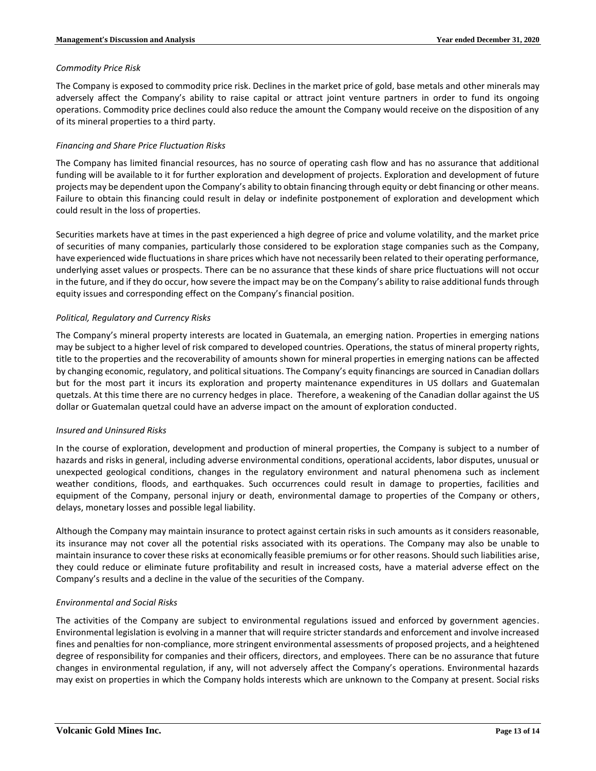*Commodity Price Risk*

The Company is exposed to commodity price risk. Declines in the market price of gold, base metals and other minerals may adversely affect the Company's ability to raise capital or attract joint venture partners in order to fund its ongoing operations. Commodity price declines could also reduce the amount the Company would receive on the disposition of any of its mineral properties to a third party.

*Financing and Share Price Fluctuation Risks*

The Company has limited financial resources, has no source of operating cash flow and has no assurance that additional funding will be available to it for further exploration and development of projects. Exploration and development of future projects may be dependent upon the Company's ability to obtain financing through equity or debt financing or other means. Failure to obtain this financing could result in delay or indefinite postponement of exploration and development which could result in the loss of properties.

Securities markets have at times in the past experienced a high degree of price and volume volatility, and the market price of securities of many companies, particularly those considered to be exploration stage companies such as the Company, have experienced wide fluctuations in share prices which have not necessarily been related to their operating performance, underlying asset values or prospects. There can be no assurance that these kinds of share price fluctuations will not occur in the future, and if they do occur, how severe the impact may be on the Company's ability to raise additional funds through equity issues and corresponding effect on the Company's financial position.

*Political, Regulatory and Currency Risks*

The Company's mineral property interests are located in Guatemala, an emerging nation. Properties in emerging nations may be subject to a higher level of risk compared to developed countries. Operations, the status of mineral property rights, title to the properties and the recoverability of amounts shown for mineral properties in emerging nations can be affected by changing economic, regulatory, and political situations. The Company's equity financings are sourced in Canadian dollars but for the most part it incurs its exploration and property maintenance expenditures in US dollars and Guatemalan quetzals. At this time there are no currency hedges in place. Therefore, a weakening of the Canadian dollar against the US dollar or Guatemalan quetzal could have an adverse impact on the amount of exploration conducted.

*Insured and Uninsured Risks*

In the course of exploration, development and production of mineral properties, the Company is subject to a number of hazards and risks in general, including adverse environmental conditions, operational accidents, labor disputes, unusual or unexpected geological conditions, changes in the regulatory environment and natural phenomena such as inclement weather conditions, floods, and earthquakes. Such occurrences could result in damage to properties, facilities and equipment of the Company, personal injury or death, environmental damage to properties of the Company or others, delays, monetary losses and possible legal liability.

Although the Company may maintain insurance to protect against certain risks in such amounts as it considers reasonable, its insurance may not cover all the potential risks associated with its operations. The Company may also be unable to maintain insurance to cover these risks at economically feasible premiums or for other reasons. Should such liabilities arise, they could reduce or eliminate future profitability and result in increased costs, have a material adverse effect on the Company's results and a decline in the value of the securities of the Company.

*Environmental and Social Risks*

The activities of the Company are subject to environmental regulations issued and enforced by government agencies. Environmental legislation is evolving in a manner that will require stricter standards and enforcement and involve increased fines and penalties for non-compliance, more stringent environmental assessments of proposed projects, and a heightened degree of responsibility for companies and their officers, directors, and employees. There can be no assurance that future changes in environmental regulation, if any, will not adversely affect the Company's operations. Environmental hazards may exist on properties in which the Company holds interests which are unknown to the Company at present. Social risks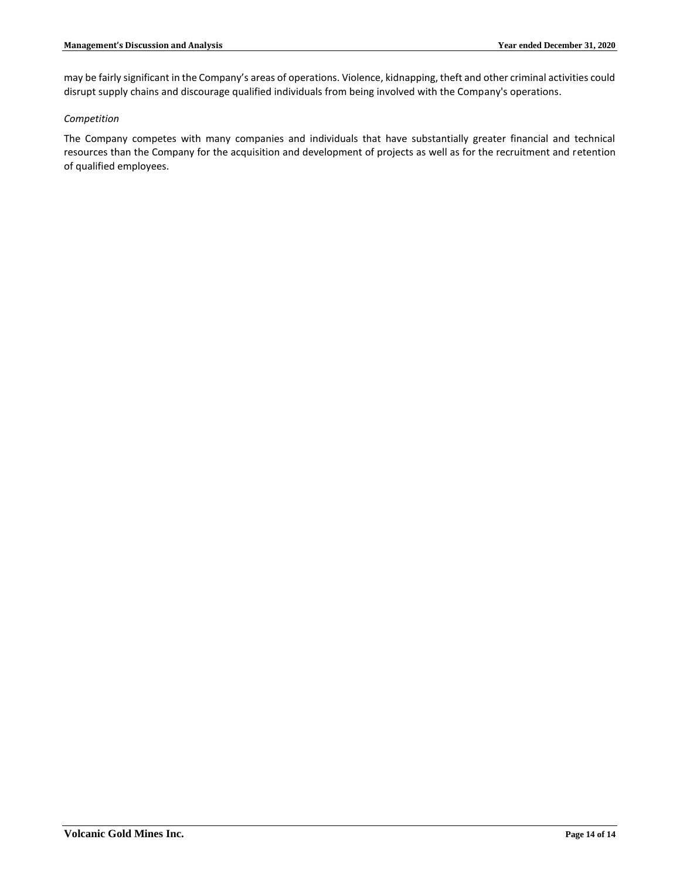may be fairly significant in the Company's areas of operations. Violence, kidnapping, theft and other criminal activities could disrupt supply chains and discourage qualified individuals from being involved with the Company's operations.

*Competition*

The Company competes with many companies and individuals that have substantially greater financial and technical resources than the Company for the acquisition and development of projects as well as for the recruitment and retention of qualified employees.